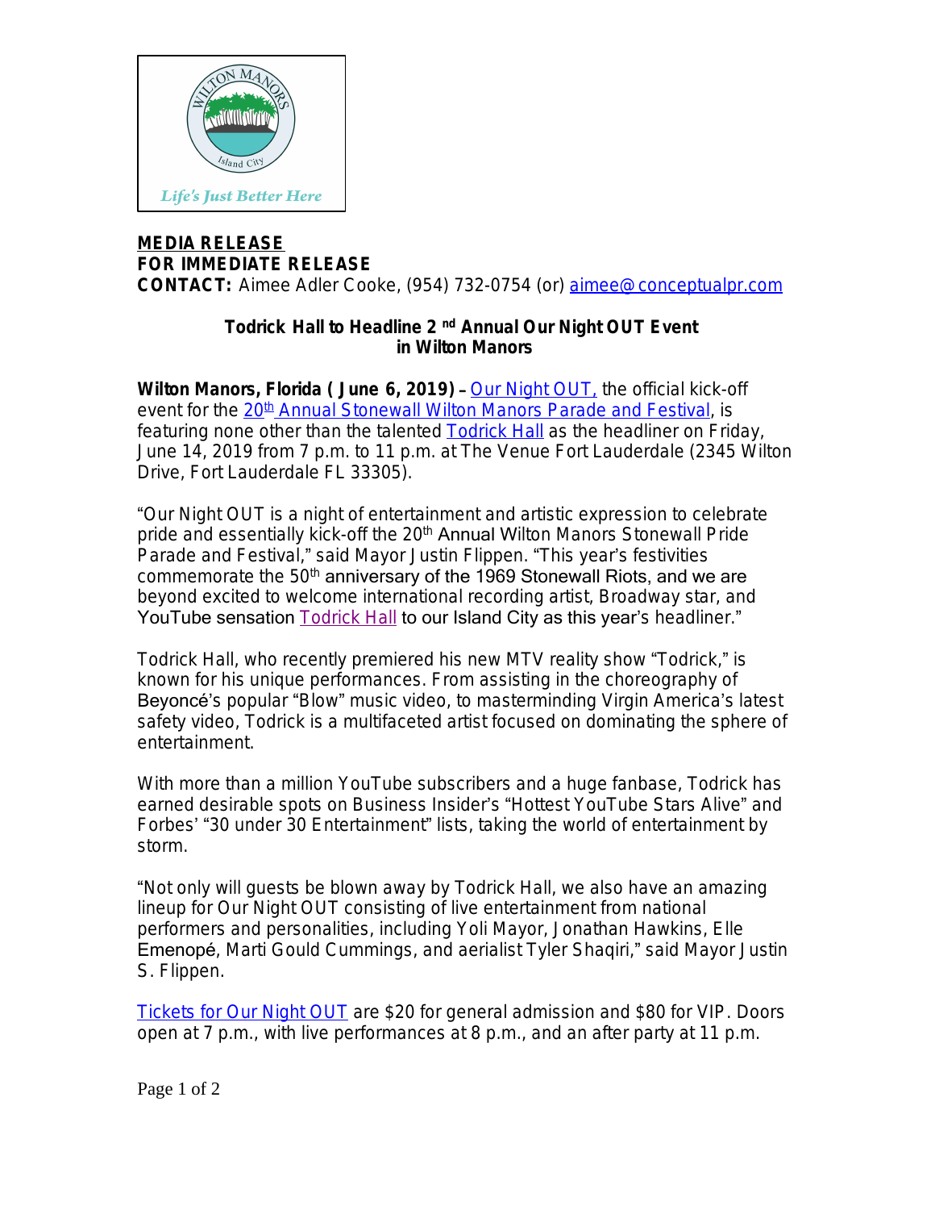**MEDIA RELEASE**
**FOR IMMEDIATE RELEASE**
**CONTACT:** Aimee Adler Cooke, (954) 732-0754 (or) aimee@conceptualpr.com

### Todrick Hall to Headline 2nd Annual Our Night OUT Event in Wilton Manors

**Wilton Manors, Florida ( June 6, 2019) –** Our Night OUT, the official kick-off event for the 20th Annual Stonewall Wilton Manors Parade and Festival, is featuring none other than the talented Todrick Hall as the headliner on Friday, June 14, 2019 from 7 p.m. to 11 p.m. at The Venue Fort Lauderdale (2345 Wilton Drive, Fort Lauderdale FL 33305).

"Our Night OUT is a night of entertainment and artistic expression to celebrate pride and essentially kick-off the 20th Annual Wilton Manors Stonewall Pride Parade and Festival," said Mayor Justin Flippen. "This year's festivities commemorate the 50th anniversary of the 1969 Stonewall Riots, and we are beyond excited to welcome international recording artist, Broadway star, and YouTube sensation Todrick Hall to our Island City as this year's headliner."

Todrick Hall, who recently premiered his new MTV reality show "Todrick," is known for his unique performances. From assisting in the choreography of Beyoncé's popular "Blow" music video, to masterminding Virgin America's latest safety video, Todrick is a multifaceted artist focused on dominating the sphere of entertainment.

With more than a million YouTube subscribers and a huge fanbase, Todrick has earned desirable spots on Business Insider's "Hottest YouTube Stars Alive" and Forbes' "30 under 30 Entertainment" lists, taking the world of entertainment by storm.

"Not only will guests be blown away by Todrick Hall, we also have an amazing lineup for Our Night OUT consisting of live entertainment from national performers and personalities, including Yoli Mayor, Jonathan Hawkins, Elle Emenopé, Marti Gould Cummings, and aerialist Tyler Shaqiri," said Mayor Justin S. Flippen.

Tickets for Our Night OUT are $20 for general admission and $80 for VIP. Doors open at 7 p.m., with live performances at 8 p.m., and an after party at 11 p.m.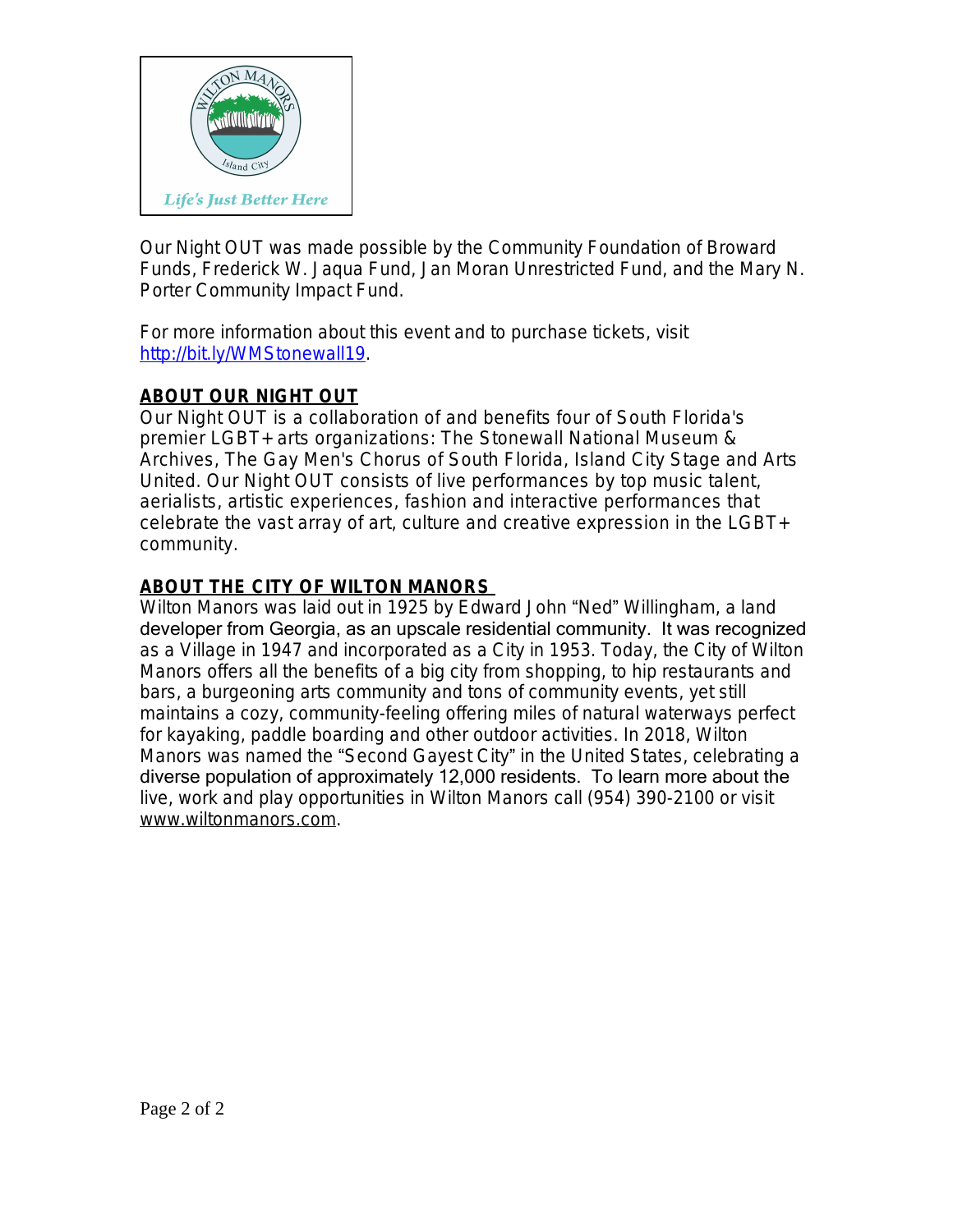Our Night OUT was made possible by the Community Foundation of Broward Funds, Frederick W. Jaqua Fund, Jan Moran Unrestricted Fund, and the Mary N. Porter Community Impact Fund.

For more information about this event and to purchase tickets, visit [http://bit.ly/WMStonewall19](http://bit.ly/WMStonewall19).

**ABOUT OUR NIGHT OUT**

Our Night OUT is a collaboration of and benefits four of South Florida's premier LGBT+ arts organizations: The Stonewall National Museum & Archives, The Gay Men's Chorus of South Florida, Island City Stage and Arts United. Our Night OUT consists of live performances by top music talent, aerialists, artistic experiences, fashion and interactive performances that celebrate the vast array of art, culture and creative expression in the LGBT+ community.

**ABOUT THE CITY OF WILTON MANORS**

Wilton Manors was laid out in 1925 by Edward John "Ned" Willingham, a land developer from Georgia, as an upscale residential community. It was recognized as a Village in 1947 and incorporated as a City in 1953. Today, the City of Wilton Manors offers all the benefits of a big city from shopping, to hip restaurants and bars, a burgeoning arts community and tons of community events, yet still maintains a cozy, community-feeling offering miles of natural waterways perfect for kayaking, paddle boarding and other outdoor activities. In 2018, Wilton Manors was named the "Second Gayest City" in the United States, celebrating a diverse population of approximately 12,000 residents. To learn more about the live, work and play opportunities in Wilton Manors call (954) 390-2100 or visit [www.wiltonmanors.com](www.wiltonmanors.com).